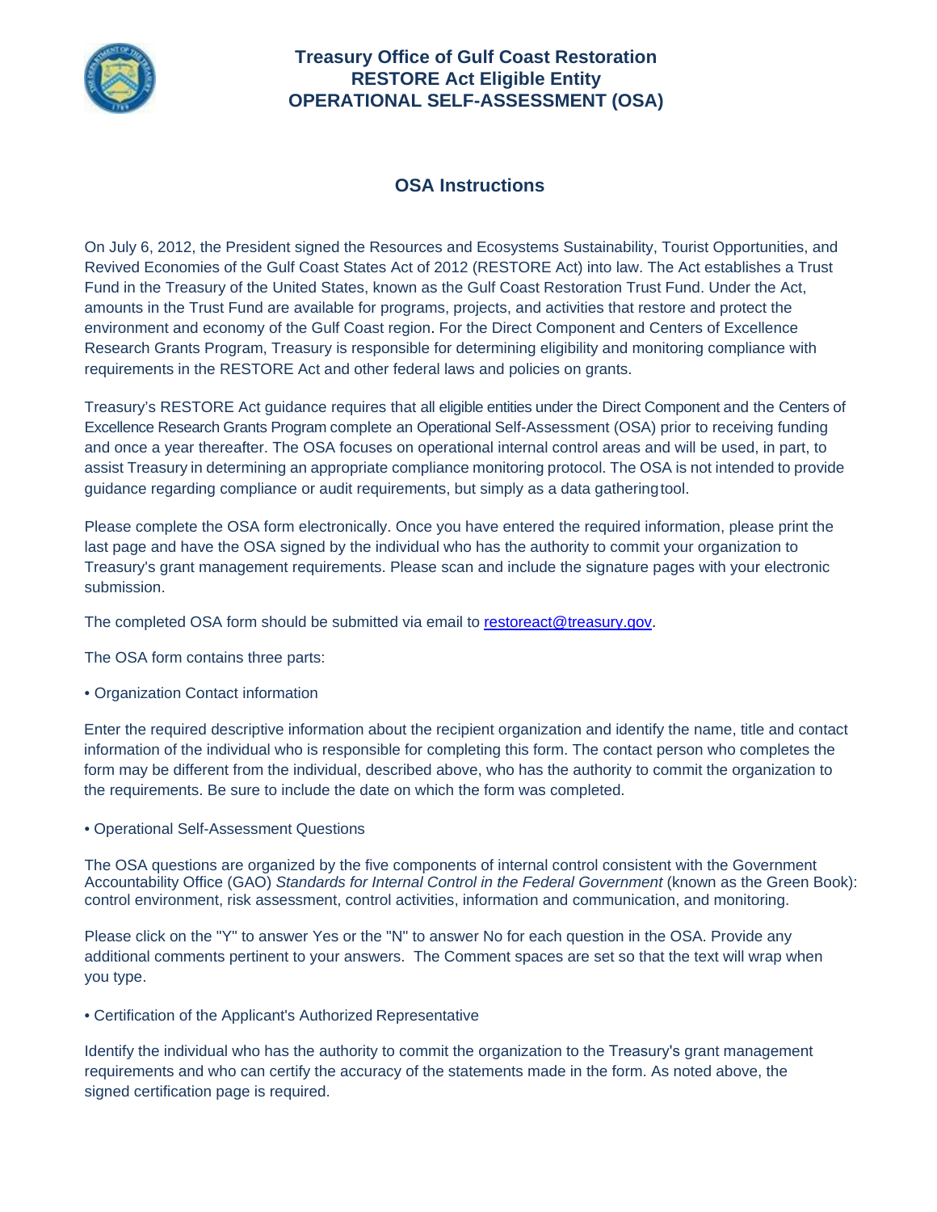# Treasury Office of Gulf Coast Restoration
# RESTORE Act Eligible Entity
# OPERATIONAL SELF-ASSESSMENT (OSA)

## OSA Instructions

On July 6, 2012, the President signed the Resources and Ecosystems Sustainability, Tourist Opportunities, and Revived Economies of the Gulf Coast States Act of 2012 (RESTORE Act) into law. The Act establishes a Trust Fund in the Treasury of the United States, known as the Gulf Coast Restoration Trust Fund. Under the Act, amounts in the Trust Fund are available for programs, projects, and activities that restore and protect the environment and economy of the Gulf Coast region. For the Direct Component and Centers of Excellence Research Grants Program, Treasury is responsible for determining eligibility and monitoring compliance with requirements in the RESTORE Act and other federal laws and policies on grants.

Treasury's RESTORE Act guidance requires that all eligible entities under the Direct Component and the Centers of Excellence Research Grants Program complete an Operational Self-Assessment (OSA) prior to receiving funding and once a year thereafter. The OSA focuses on operational internal control areas and will be used, in part, to assist Treasury in determining an appropriate compliance monitoring protocol. The OSA is not intended to provide guidance regarding compliance or audit requirements, but simply as a data gathering tool.

Please complete the OSA form electronically. Once you have entered the required information, please print the last page and have the OSA signed by the individual who has the authority to commit your organization to Treasury's grant management requirements. Please scan and include the signature pages with your electronic submission.

The completed OSA form should be submitted via email to restoreact@treasury.gov.

The OSA form contains three parts:

• Organization Contact information

Enter the required descriptive information about the recipient organization and identify the name, title and contact information of the individual who is responsible for completing this form. The contact person who completes the form may be different from the individual, described above, who has the authority to commit the organization to the requirements. Be sure to include the date on which the form was completed.

• Operational Self-Assessment Questions

The OSA questions are organized by the five components of internal control consistent with the Government Accountability Office (GAO) *Standards for Internal Control in the Federal Government* (known as the Green Book): control environment, risk assessment, control activities, information and communication, and monitoring.

Please click on the "Y" to answer Yes or the "N" to answer No for each question in the OSA. Provide any additional comments pertinent to your answers. The Comment spaces are set so that the text will wrap when you type.

• Certification of the Applicant's Authorized Representative

Identify the individual who has the authority to commit the organization to the Treasury's grant management requirements and who can certify the accuracy of the statements made in the form. As noted above, the signed certification page is required.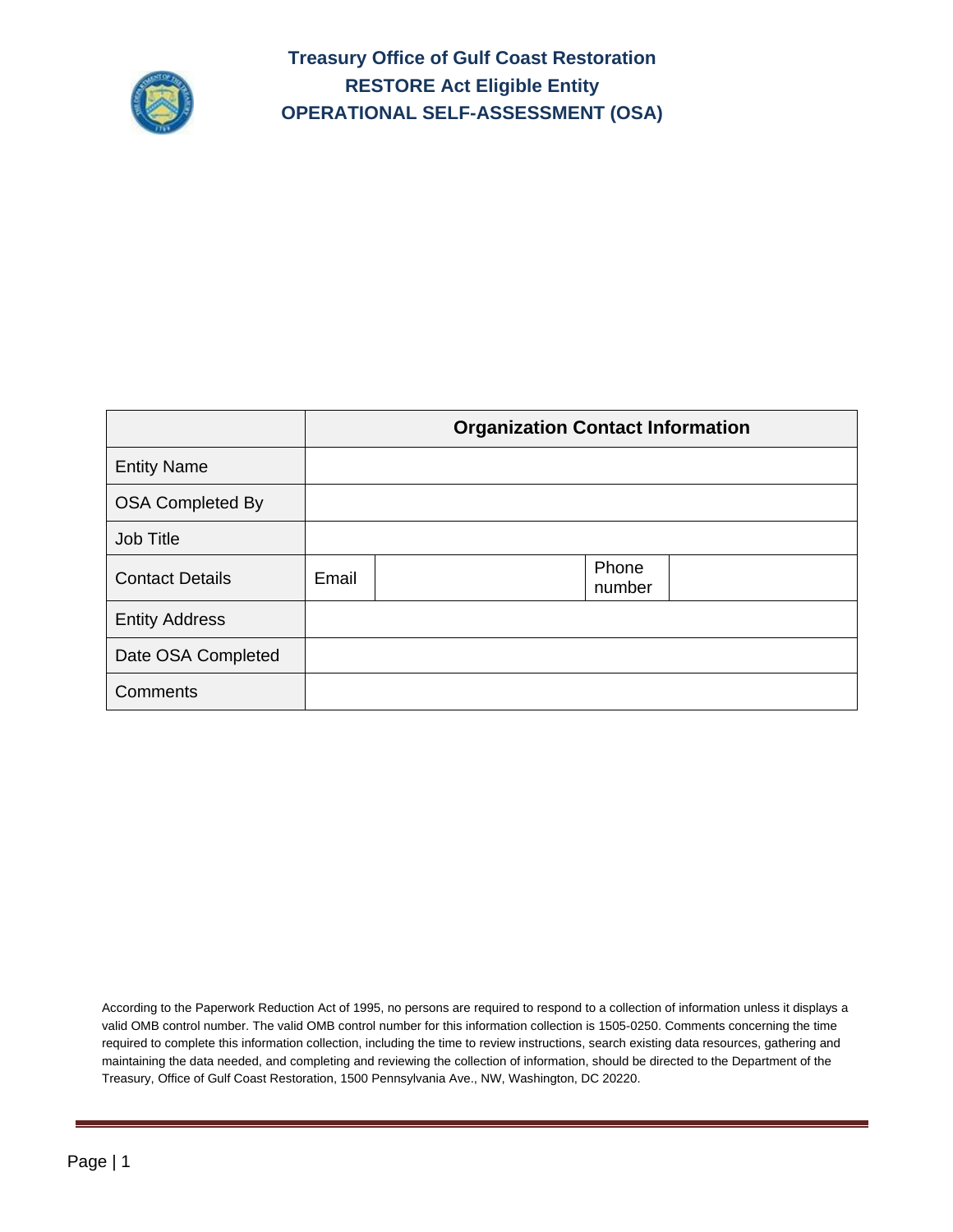# Treasury Office of Gulf Coast Restoration
# RESTORE Act Eligible Entity
# OPERATIONAL SELF-ASSESSMENT (OSA)

| | Organization Contact Information | | | |
|---|---|---|---|---|
| Entity Name | | | | |
| OSA Completed By | | | | |
| Job Title | | | | |
| Contact Details | Email | | Phone number | |
| Entity Address | | | | |
| Date OSA Completed | | | | |
| Comments | | | | |

According to the Paperwork Reduction Act of 1995, no persons are required to respond to a collection of information unless it displays a valid OMB control number. The valid OMB control number for this information collection is 1505-0250. Comments concerning the time required to complete this information collection, including the time to review instructions, search existing data resources, gathering and maintaining the data needed, and completing and reviewing the collection of information, should be directed to the Department of the Treasury, Office of Gulf Coast Restoration, 1500 Pennsylvania Ave., NW, Washington, DC 20220.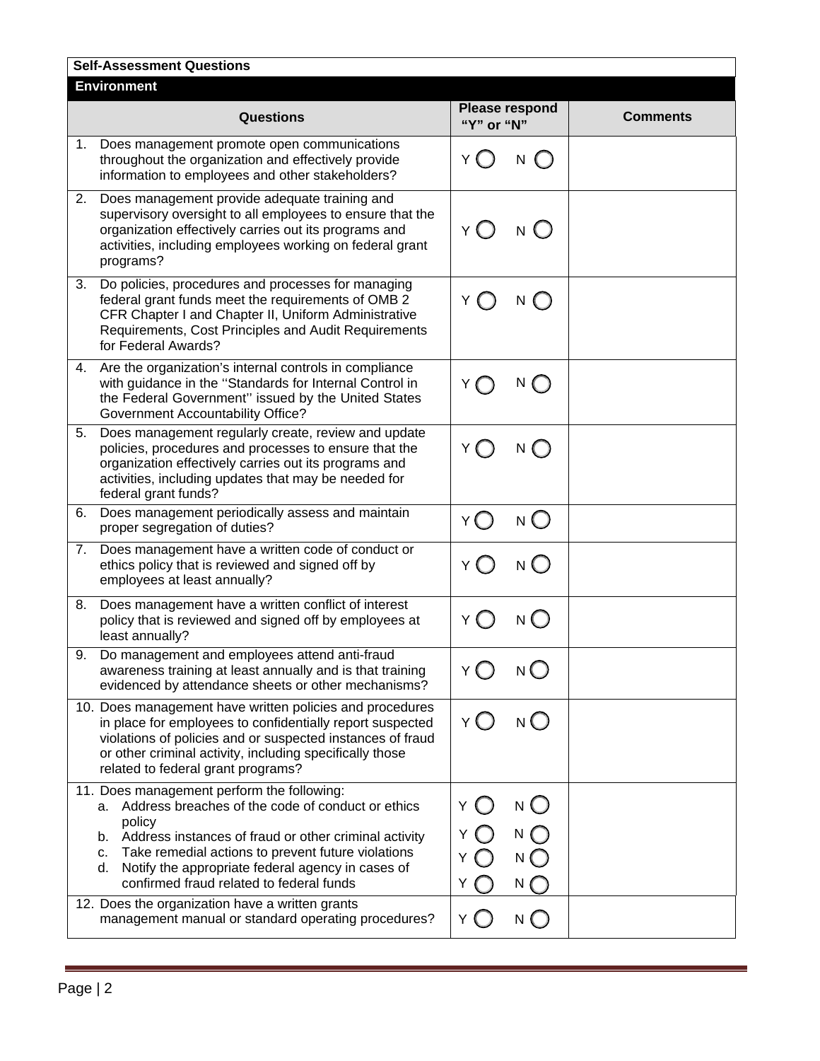**Self-Assessment Questions**

**Environment**

| Questions | Please respond "Y" or "N" | Comments |
|---|---|---|
| 1. Does management promote open communications throughout the organization and effectively provide information to employees and other stakeholders? | Y ◯ N ◯ | |
| 2. Does management provide adequate training and supervisory oversight to all employees to ensure that the organization effectively carries out its programs and activities, including employees working on federal grant programs? | Y ◯ N ◯ | |
| 3. Do policies, procedures and processes for managing federal grant funds meet the requirements of OMB 2 CFR Chapter I and Chapter II, Uniform Administrative Requirements, Cost Principles and Audit Requirements for Federal Awards? | Y ◯ N ◯ | |
| 4. Are the organization's internal controls in compliance with guidance in the ''Standards for Internal Control in the Federal Government'' issued by the United States Government Accountability Office? | Y ◯ N ◯ | |
| 5. Does management regularly create, review and update policies, procedures and processes to ensure that the organization effectively carries out its programs and activities, including updates that may be needed for federal grant funds? | Y ◯ N ◯ | |
| 6. Does management periodically assess and maintain proper segregation of duties? | Y ◯ N ◯ | |
| 7. Does management have a written code of conduct or ethics policy that is reviewed and signed off by employees at least annually? | Y ◯ N ◯ | |
| 8. Does management have a written conflict of interest policy that is reviewed and signed off by employees at least annually? | Y ◯ N ◯ | |
| 9. Do management and employees attend anti-fraud awareness training at least annually and is that training evidenced by attendance sheets or other mechanisms? | Y ◯ N ◯ | |
| 10. Does management have written policies and procedures in place for employees to confidentially report suspected violations of policies and or suspected instances of fraud or other criminal activity, including specifically those related to federal grant programs? | Y ◯ N ◯ | |
| 11. Does management perform the following:<br>a. Address breaches of the code of conduct or ethics policy<br>b. Address instances of fraud or other criminal activity<br>c. Take remedial actions to prevent future violations<br>d. Notify the appropriate federal agency in cases of confirmed fraud related to federal funds | <br>Y ◯ N ◯<br>Y ◯ N ◯<br>Y ◯ N ◯<br>Y ◯ N ◯ | |
| 12. Does the organization have a written grants management manual or standard operating procedures? | Y ◯ N ◯ | |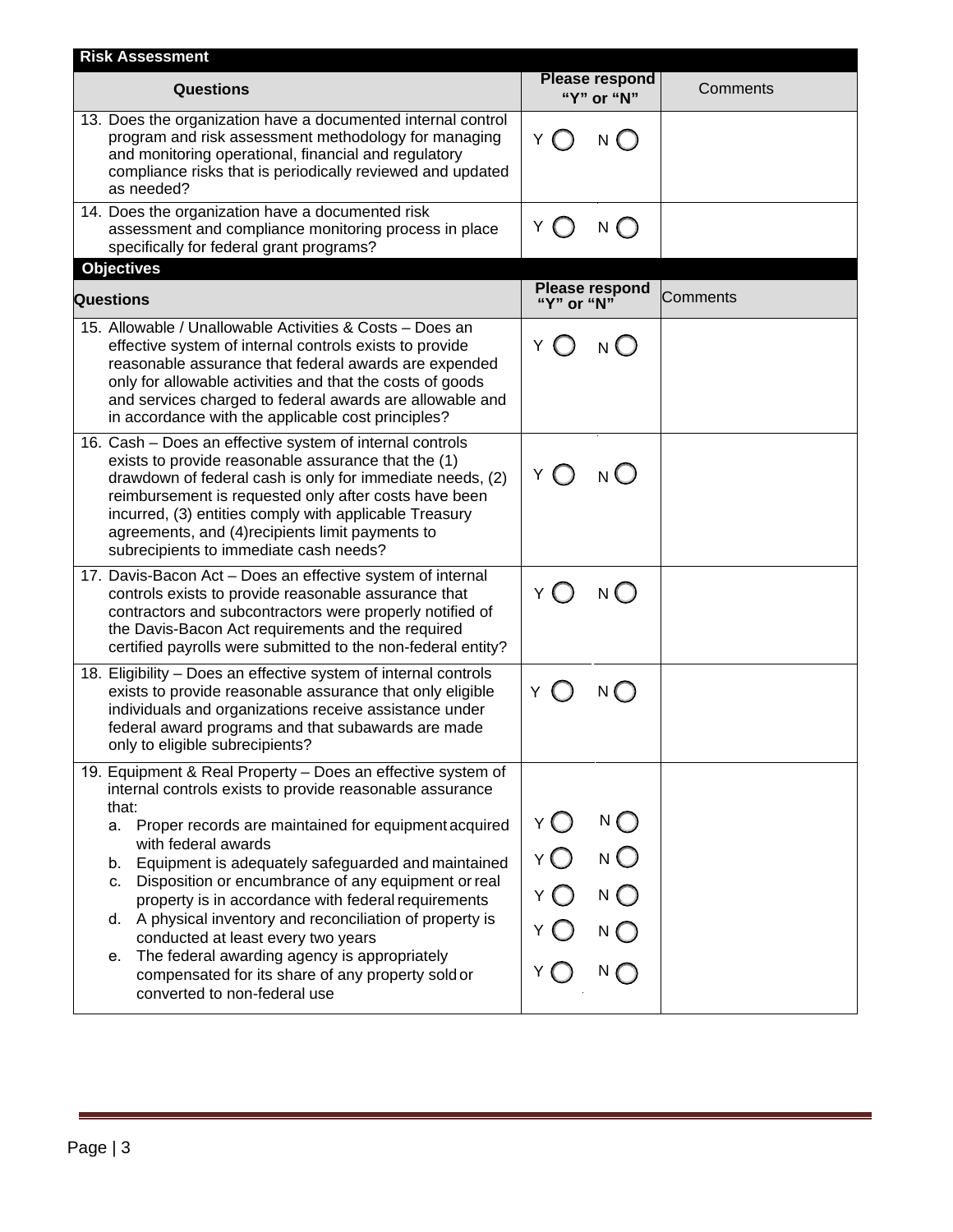| Risk Assessment | | |
|---|---|---|
| **Questions** | **Please respond "Y" or "N"** | Comments |
| 13. Does the organization have a documented internal control program and risk assessment methodology for managing and monitoring operational, financial and regulatory compliance risks that is periodically reviewed and updated as needed? | Y ◯ N ◯ | |
| 14. Does the organization have a documented risk assessment and compliance monitoring process in place specifically for federal grant programs? | Y ◯ N ◯ | |

| Objectives | | |
|---|---|---|
| **Questions** | **Please respond "Y" or "N"** | Comments |
| 15. Allowable / Unallowable Activities & Costs – Does an effective system of internal controls exists to provide reasonable assurance that federal awards are expended only for allowable activities and that the costs of goods and services charged to federal awards are allowable and in accordance with the applicable cost principles? | Y ◯ N ◯ | |
| 16. Cash – Does an effective system of internal controls exists to provide reasonable assurance that the (1) drawdown of federal cash is only for immediate needs, (2) reimbursement is requested only after costs have been incurred, (3) entities comply with applicable Treasury agreements, and (4)recipients limit payments to subrecipients to immediate cash needs? | Y ◯ N ◯ | |
| 17. Davis-Bacon Act – Does an effective system of internal controls exists to provide reasonable assurance that contractors and subcontractors were properly notified of the Davis-Bacon Act requirements and the required certified payrolls were submitted to the non-federal entity? | Y ◯ N ◯ | |
| 18. Eligibility – Does an effective system of internal controls exists to provide reasonable assurance that only eligible individuals and organizations receive assistance under federal award programs and that subawards are made only to eligible subrecipients? | Y ◯ N ◯ | |
| 19. Equipment & Real Property – Does an effective system of internal controls exists to provide reasonable assurance that: | | |
| a. Proper records are maintained for equipment acquired with federal awards | Y ◯ N ◯ | |
| b. Equipment is adequately safeguarded and maintained | Y ◯ N ◯ | |
| c. Disposition or encumbrance of any equipment or real property is in accordance with federal requirements | Y ◯ N ◯ | |
| d. A physical inventory and reconciliation of property is conducted at least every two years | Y ◯ N ◯ | |
| e. The federal awarding agency is appropriately compensated for its share of any property sold or converted to non-federal use | Y ◯ N ◯ | |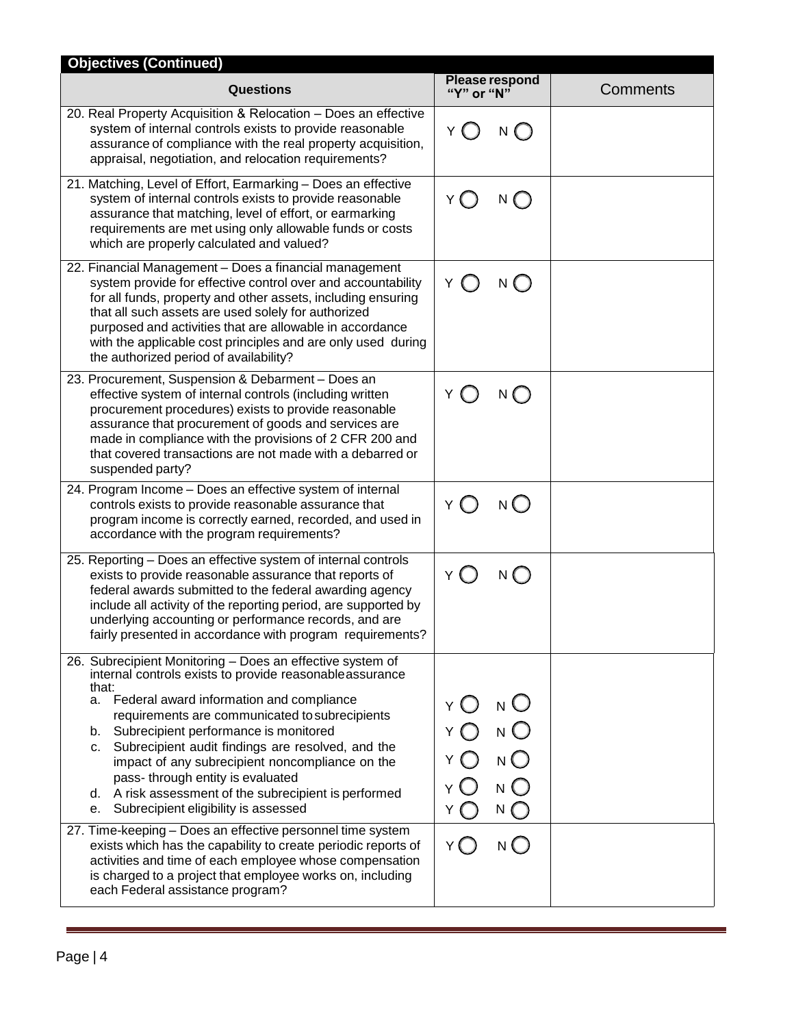| Objectives (Continued) | | |
|---|---|---|
| **Questions** | **Please respond "Y" or "N"** | Comments |
| 20. Real Property Acquisition & Relocation – Does an effective system of internal controls exists to provide reasonable assurance of compliance with the real property acquisition, appraisal, negotiation, and relocation requirements? | Y ◯ N ◯ | |
| 21. Matching, Level of Effort, Earmarking – Does an effective system of internal controls exists to provide reasonable assurance that matching, level of effort, or earmarking requirements are met using only allowable funds or costs which are properly calculated and valued? | Y ◯ N ◯ | |
| 22. Financial Management – Does a financial management system provide for effective control over and accountability for all funds, property and other assets, including ensuring that all such assets are used solely for authorized purposed and activities that are allowable in accordance with the applicable cost principles and are only used during the authorized period of availability? | Y ◯ N ◯ | |
| 23. Procurement, Suspension & Debarment – Does an effective system of internal controls (including written procurement procedures) exists to provide reasonable assurance that procurement of goods and services are made in compliance with the provisions of 2 CFR 200 and that covered transactions are not made with a debarred or suspended party? | Y ◯ N ◯ | |
| 24. Program Income – Does an effective system of internal controls exists to provide reasonable assurance that program income is correctly earned, recorded, and used in accordance with the program requirements? | Y ◯ N ◯ | |
| 25. Reporting – Does an effective system of internal controls exists to provide reasonable assurance that reports of federal awards submitted to the federal awarding agency include all activity of the reporting period, are supported by underlying accounting or performance records, and are fairly presented in accordance with program requirements? | Y ◯ N ◯ | |
| 26. Subrecipient Monitoring – Does an effective system of internal controls exists to provide reasonable assurance that:<br>a. Federal award information and compliance requirements are communicated to subrecipients<br>b. Subrecipient performance is monitored<br>c. Subrecipient audit findings are resolved, and the impact of any subrecipient noncompliance on the pass- through entity is evaluated<br>d. A risk assessment of the subrecipient is performed<br>e. Subrecipient eligibility is assessed | <br>a. Y ◯ N ◯<br>b. Y ◯ N ◯<br>c. Y ◯ N ◯<br>d. Y ◯ N ◯<br>e. Y ◯ N ◯ | |
| 27. Time-keeping – Does an effective personnel time system exists which has the capability to create periodic reports of activities and time of each employee whose compensation is charged to a project that employee works on, including each Federal assistance program? | Y ◯ N ◯ | |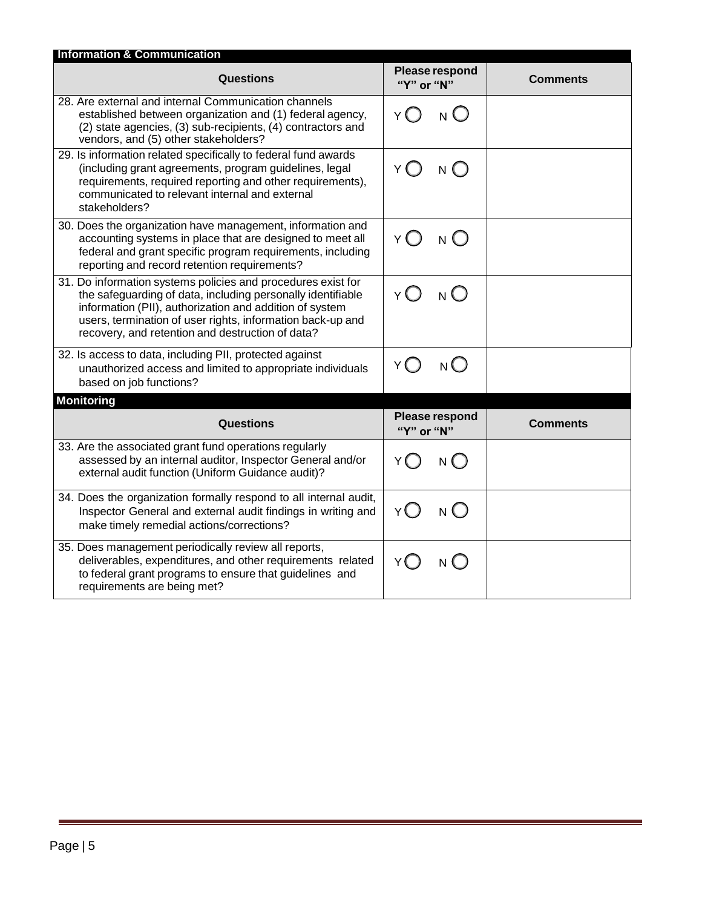**Information & Communication**

| Questions | Please respond "Y" or "N" | Comments |
|---|---|---|
| 28. Are external and internal Communication channels established between organization and (1) federal agency, (2) state agencies, (3) sub-recipients, (4) contractors and vendors, and (5) other stakeholders? | Y ◯ N ◯ | |
| 29. Is information related specifically to federal fund awards (including grant agreements, program guidelines, legal requirements, required reporting and other requirements), communicated to relevant internal and external stakeholders? | Y ◯ N ◯ | |
| 30. Does the organization have management, information and accounting systems in place that are designed to meet all federal and grant specific program requirements, including reporting and record retention requirements? | Y ◯ N ◯ | |
| 31. Do information systems policies and procedures exist for the safeguarding of data, including personally identifiable information (PII), authorization and addition of system users, termination of user rights, information back-up and recovery, and retention and destruction of data? | Y ◯ N ◯ | |
| 32. Is access to data, including PII, protected against unauthorized access and limited to appropriate individuals based on job functions? | Y ◯ N ◯ | |

**Monitoring**

| Questions | Please respond "Y" or "N" | Comments |
|---|---|---|
| 33. Are the associated grant fund operations regularly assessed by an internal auditor, Inspector General and/or external audit function (Uniform Guidance audit)? | Y ◯ N ◯ | |
| 34. Does the organization formally respond to all internal audit, Inspector General and external audit findings in writing and make timely remedial actions/corrections? | Y ◯ N ◯ | |
| 35. Does management periodically review all reports, deliverables, expenditures, and other requirements related to federal grant programs to ensure that guidelines and requirements are being met? | Y ◯ N ◯ | |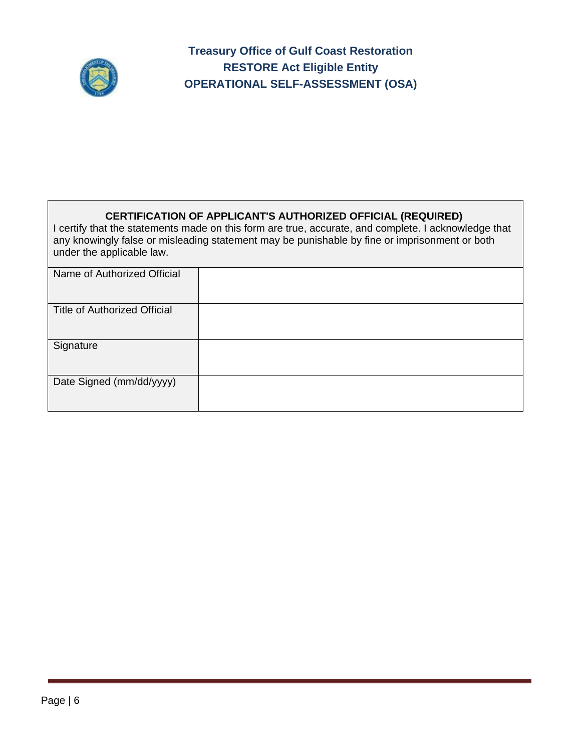# Treasury Office of Gulf Coast Restoration
# RESTORE Act Eligible Entity
# OPERATIONAL SELF-ASSESSMENT (OSA)

| **CERTIFICATION OF APPLICANT'S AUTHORIZED OFFICIAL (REQUIRED)** I certify that the statements made on this form are true, accurate, and complete. I acknowledge that any knowingly false or misleading statement may be punishable by fine or imprisonment or both under the applicable law. | |
|---|---|
| Name of Authorized Official | |
| Title of Authorized Official | |
| Signature | |
| Date Signed (mm/dd/yyyy) | |